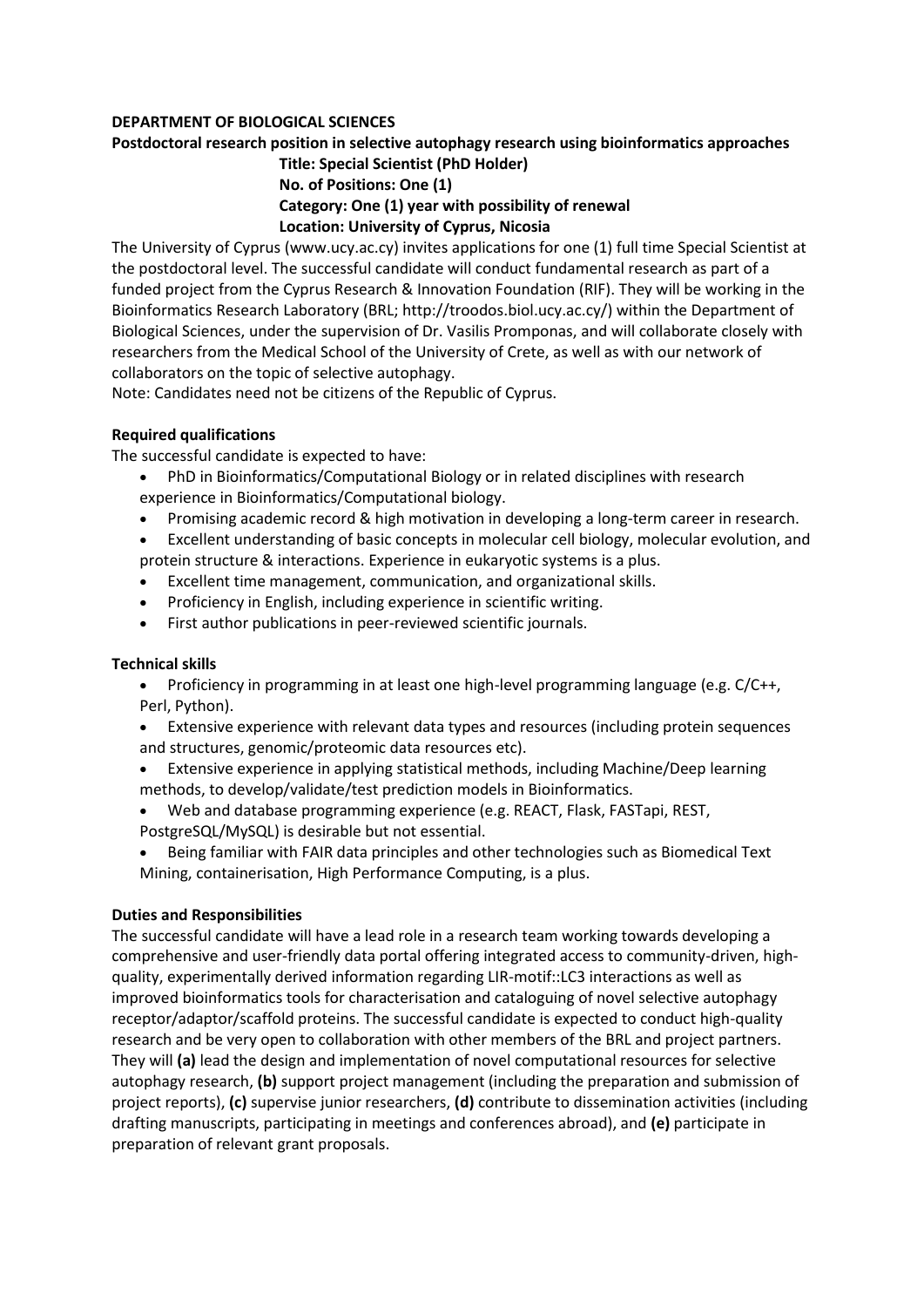**DEPARTMENT OF BIOLOGICAL SCIENCES**

**Postdoctoral research position in selective autophagy research using bioinformatics approaches**

**Title: Special Scientist (PhD Holder)**
**No. of Positions: One (1)**
**Category: One (1) year with possibility of renewal**
**Location: University of Cyprus, Nicosia**

The University of Cyprus (www.ucy.ac.cy) invites applications for one (1) full time Special Scientist at the postdoctoral level. The successful candidate will conduct fundamental research as part of a funded project from the Cyprus Research & Innovation Foundation (RIF). They will be working in the Bioinformatics Research Laboratory (BRL; http://troodos.biol.ucy.ac.cy/) within the Department of Biological Sciences, under the supervision of Dr. Vasilis Promponas, and will collaborate closely with researchers from the Medical School of the University of Crete, as well as with our network of collaborators on the topic of selective autophagy.

Note: Candidates need not be citizens of the Republic of Cyprus.

**Required qualifications**

The successful candidate is expected to have:

- PhD in Bioinformatics/Computational Biology or in related disciplines with research experience in Bioinformatics/Computational biology.
- Promising academic record & high motivation in developing a long-term career in research.
- Excellent understanding of basic concepts in molecular cell biology, molecular evolution, and protein structure & interactions. Experience in eukaryotic systems is a plus.
- Excellent time management, communication, and organizational skills.
- Proficiency in English, including experience in scientific writing.
- First author publications in peer-reviewed scientific journals.

**Technical skills**

- Proficiency in programming in at least one high-level programming language (e.g. C/C++, Perl, Python).
- Extensive experience with relevant data types and resources (including protein sequences and structures, genomic/proteomic data resources etc).
- Extensive experience in applying statistical methods, including Machine/Deep learning methods, to develop/validate/test prediction models in Bioinformatics.
- Web and database programming experience (e.g. REACT, Flask, FASTapi, REST, PostgreSQL/MySQL) is desirable but not essential.
- Being familiar with FAIR data principles and other technologies such as Biomedical Text Mining, containerisation, High Performance Computing, is a plus.

**Duties and Responsibilities**

The successful candidate will have a lead role in a research team working towards developing a comprehensive and user-friendly data portal offering integrated access to community-driven, high-quality, experimentally derived information regarding LIR-motif::LC3 interactions as well as improved bioinformatics tools for characterisation and cataloguing of novel selective autophagy receptor/adaptor/scaffold proteins. The successful candidate is expected to conduct high-quality research and be very open to collaboration with other members of the BRL and project partners. They will **(a)** lead the design and implementation of novel computational resources for selective autophagy research, **(b)** support project management (including the preparation and submission of project reports), **(c)** supervise junior researchers, **(d)** contribute to dissemination activities (including drafting manuscripts, participating in meetings and conferences abroad), and **(e)** participate in preparation of relevant grant proposals.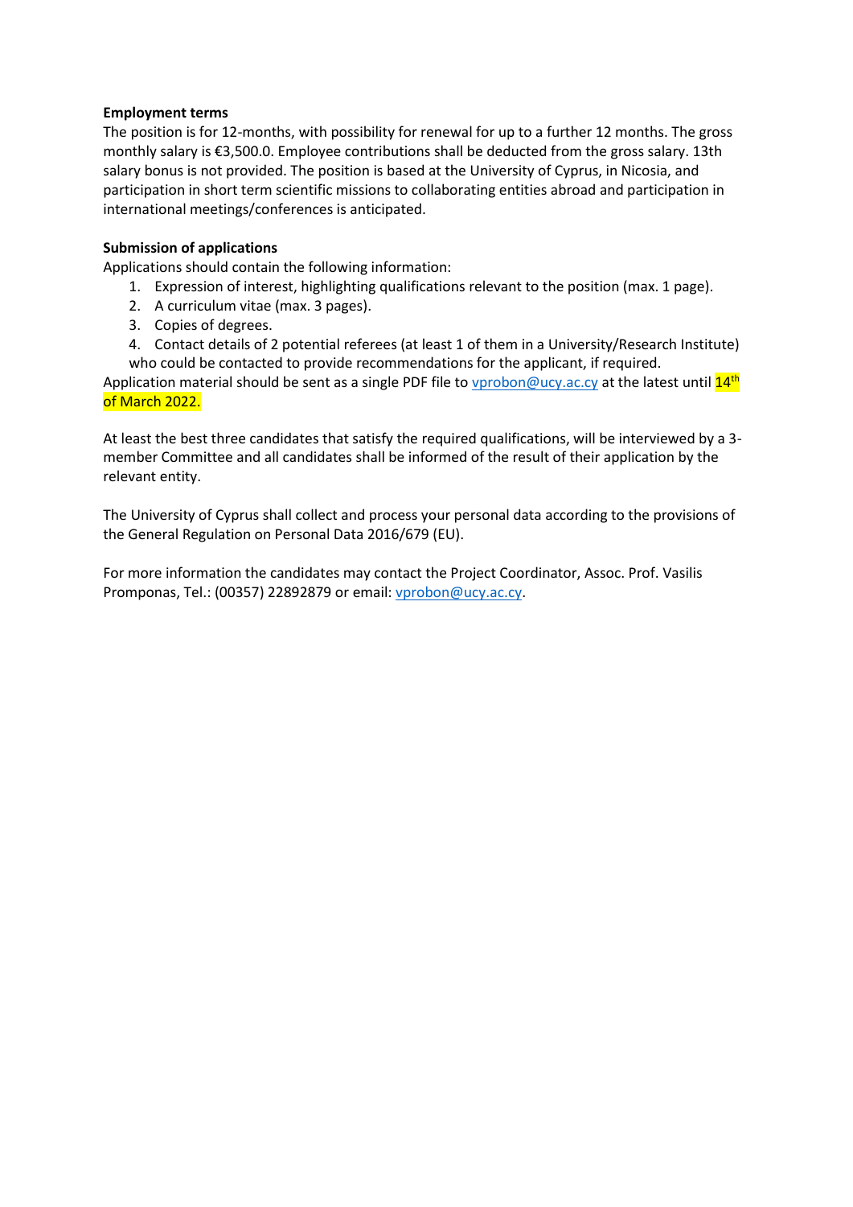**Employment terms**

The position is for 12-months, with possibility for renewal for up to a further 12 months. The gross monthly salary is €3,500.0. Employee contributions shall be deducted from the gross salary. 13th salary bonus is not provided. The position is based at the University of Cyprus, in Nicosia, and participation in short term scientific missions to collaborating entities abroad and participation in international meetings/conferences is anticipated.

**Submission of applications**

Applications should contain the following information:

1. Expression of interest, highlighting qualifications relevant to the position (max. 1 page).
2. A curriculum vitae (max. 3 pages).
3. Copies of degrees.
4. Contact details of 2 potential referees (at least 1 of them in a University/Research Institute) who could be contacted to provide recommendations for the applicant, if required.

Application material should be sent as a single PDF file to vprobon@ucy.ac.cy at the latest until 14th of March 2022.

At least the best three candidates that satisfy the required qualifications, will be interviewed by a 3-member Committee and all candidates shall be informed of the result of their application by the relevant entity.

The University of Cyprus shall collect and process your personal data according to the provisions of the General Regulation on Personal Data 2016/679 (EU).

For more information the candidates may contact the Project Coordinator, Assoc. Prof. Vasilis Promponas, Tel.: (00357) 22892879 or email: vprobon@ucy.ac.cy.